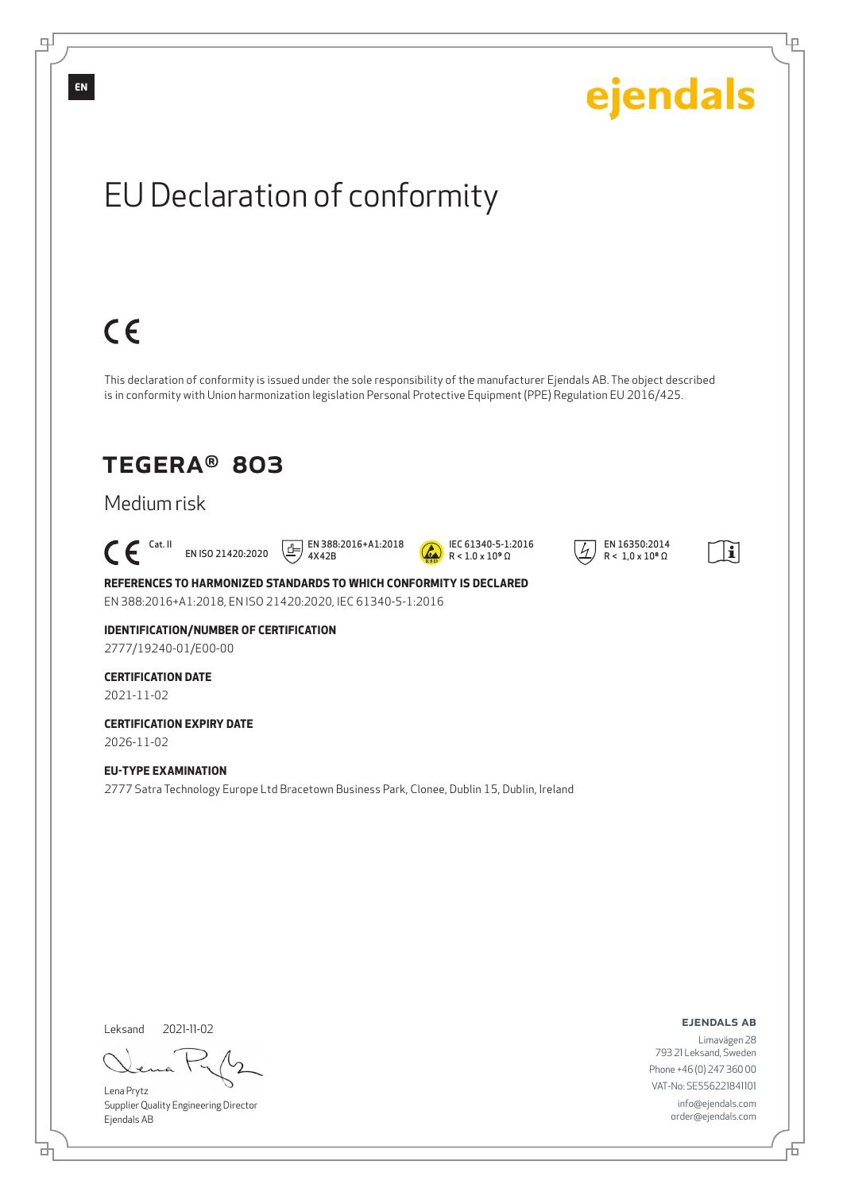EN

ejendals

# EU Declaration of conformity

CE

This declaration of conformity is issued under the sole responsibility of the manufacturer Ejendals AB. The object described is in conformity with Union harmonization legislation Personal Protective Equipment (PPE) Regulation EU 2016/425.

## TEGERA® 803

### Medium risk

CE Cat. II EN ISO 21420:2020 EN 388:2016+A1:2018 4X42B IEC 61340-5-1:2016 R < 1.0 x $10^9$ Ω EN 16350:2014 R < 1,0 x $10^8$ Ω

**REFERENCES TO HARMONIZED STANDARDS TO WHICH CONFORMITY IS DECLARED**

EN 388:2016+A1:2018, EN ISO 21420:2020, IEC 61340-5-1:2016

**IDENTIFICATION/NUMBER OF CERTIFICATION**

2777/19240-01/E00-00

**CERTIFICATION DATE**

2021-11-02

**CERTIFICATION EXPIRY DATE**

2026-11-02

**EU-TYPE EXAMINATION**

2777 Satra Technology Europe Ltd Bracetown Business Park, Clonee, Dublin 15, Dublin, Ireland

Leksand 2021-11-02

Lena Prytz
Supplier Quality Engineering Director
Ejendals AB

**EJENDALS AB**

Limavägen 28
793 21 Leksand, Sweden
Phone +46 (0) 247 360 00
VAT-No: SE556221841101
info@ejendals.com
order@ejendals.com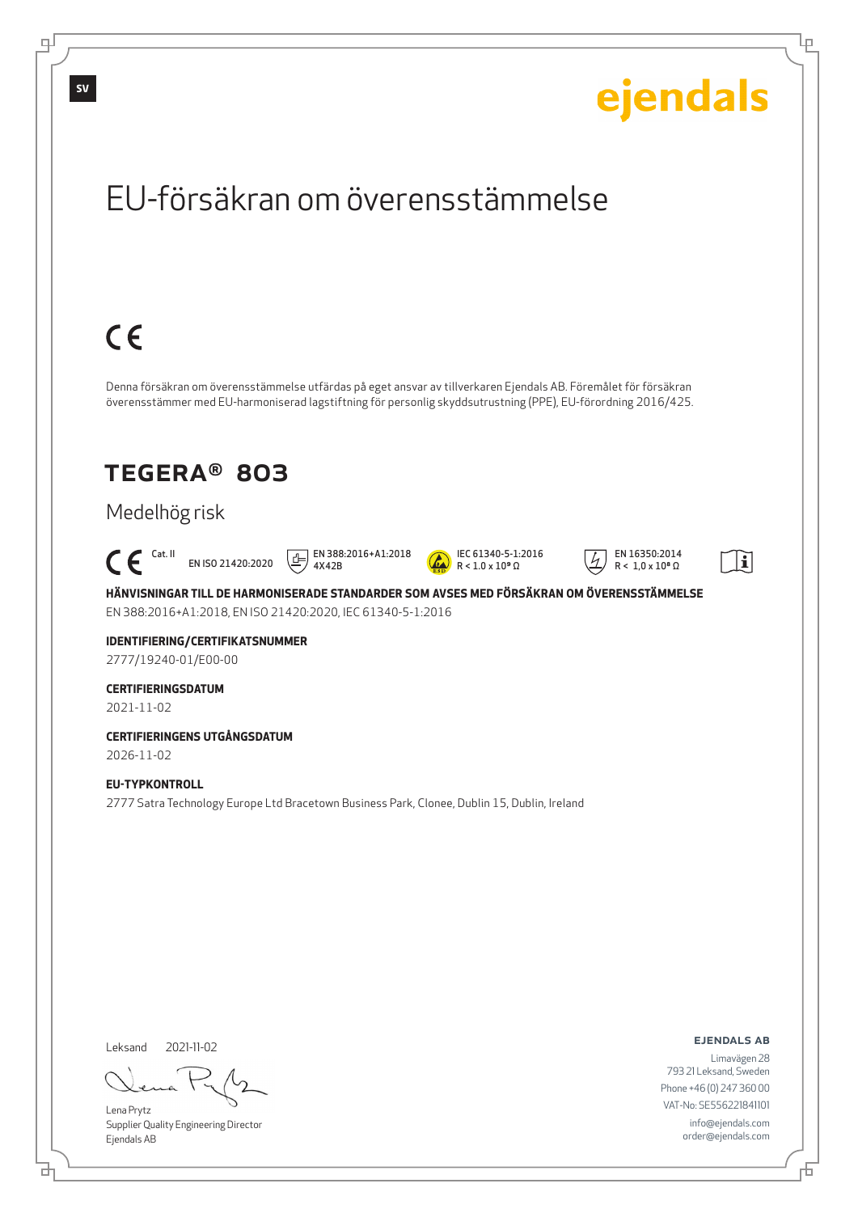ejendals

# EU-försäkran om överensstämmelse

CE

Denna försäkran om överensstämmelse utfärdas på eget ansvar av tillverkaren Ejendals AB. Föremålet för försäkran överensstämmer med EU-harmoniserad lagstiftning för personlig skyddsutrustning (PPE), EU-förordning 2016/425.

## TEGERA® 803

### Medelhög risk

CE Cat. II   EN ISO 21420:2020   EN 388:2016+A1:2018 4X42B   IEC 61340-5-1:2016 R < 1.0 x $10^9$ Ω   EN 16350:2014 R < 1,0 x $10^8$ Ω

**HÄNVISNINGAR TILL DE HARMONISERADE STANDARDER SOM AVSES MED FÖRSÄKRAN OM ÖVERENSSTÄMMELSE**

EN 388:2016+A1:2018, EN ISO 21420:2020, IEC 61340-5-1:2016

**IDENTIFIERING/CERTIFIKATSNUMMER**

2777/19240-01/E00-00

**CERTIFIERINGSDATUM**

2021-11-02

**CERTIFIERINGENS UTGÅNGSDATUM**

2026-11-02

**EU-TYPKONTROLL**

2777 Satra Technology Europe Ltd Bracetown Business Park, Clonee, Dublin 15, Dublin, Ireland

Leksand 2021-11-02

Lena Prytz
Supplier Quality Engineering Director
Ejendals AB

**EJENDALS AB**
Limavägen 28
793 21 Leksand, Sweden
Phone +46 (0) 247 360 00
VAT-No: SE556221841101
info@ejendals.com
order@ejendals.com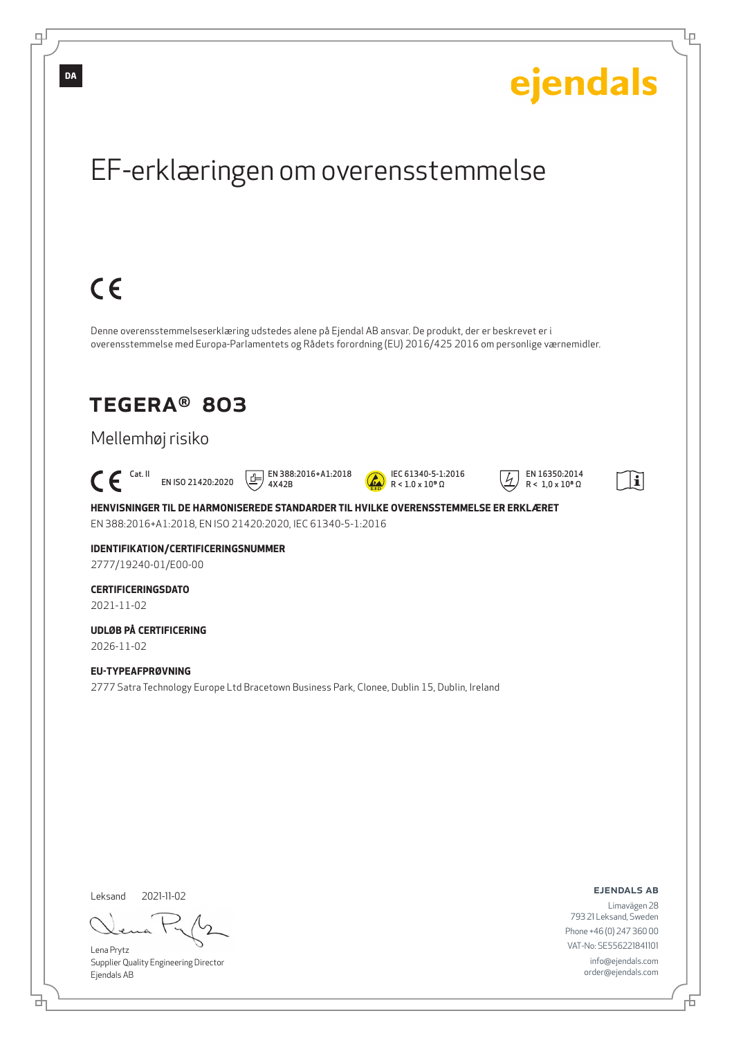DA

ejendals

# EF-erklæringen om overensstemmelse

CE

Denne overensstemmelseserklæring udstedes alene på Ejendal AB ansvar. De produkt, der er beskrevet er i overensstemmelse med Europa-Parlamentets og Rådets forordning (EU) 2016/425 2016 om personlige værnemidler.

## TEGERA® 803

### Mellemhøj risiko

CE Cat. II EN ISO 21420:2020 EN 388:2016+A1:2018 4X42B IEC 61340-5-1:2016 $R < 1.0 \times 10^9\ \Omega$ EN 16350:2014 $R < 1{,}0 \times 10^8\ \Omega$

**HENVISNINGER TIL DE HARMONISEREDE STANDARDER TIL HVILKE OVERENSSTEMMELSE ER ERKLÆRET**

EN 388:2016+A1:2018, EN ISO 21420:2020, IEC 61340-5-1:2016

**IDENTIFIKATION/CERTIFICERINGSNUMMER**

2777/19240-01/E00-00

**CERTIFICERINGSDATO**

2021-11-02

**UDLØB PÅ CERTIFICERING**

2026-11-02

**EU-TYPEAFPRØVNING**

2777 Satra Technology Europe Ltd Bracetown Business Park, Clonee, Dublin 15, Dublin, Ireland

Leksand 2021-11-02

Lena Prytz
Supplier Quality Engineering Director
Ejendals AB

**EJENDALS AB**
Limavägen 28
793 21 Leksand, Sweden
Phone +46 (0) 247 360 00
VAT-No: SE556221841101
info@ejendals.com
order@ejendals.com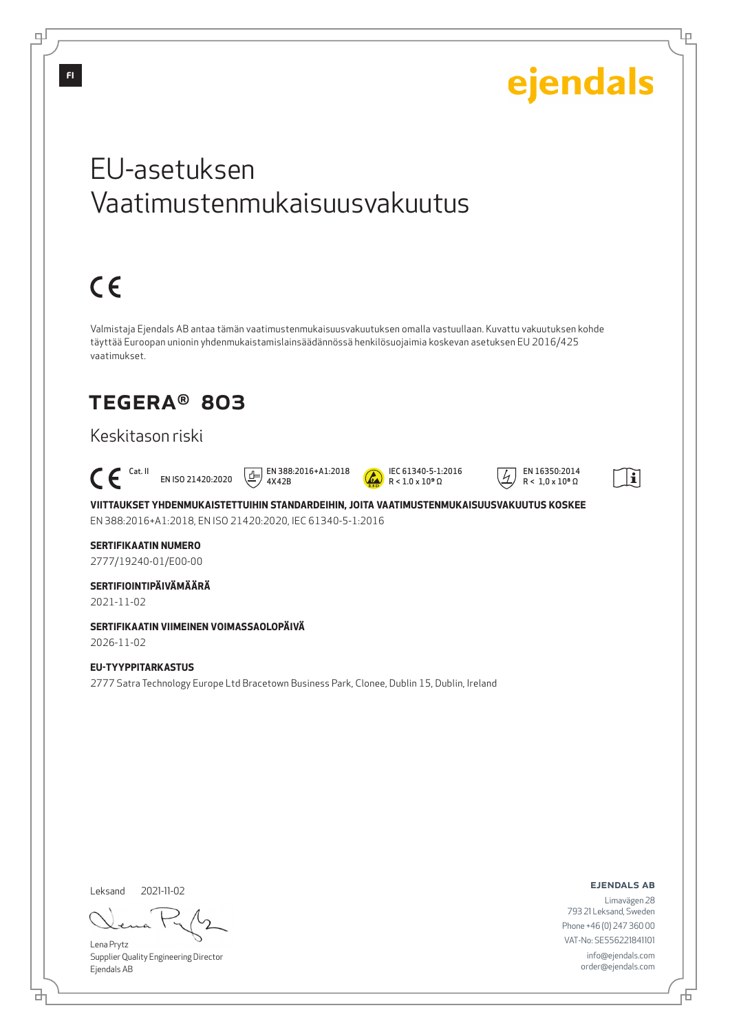FI

ejendals

# EU-asetuksen Vaatimustenmukaisuusvakuutus

CE

Valmistaja Ejendals AB antaa tämän vaatimustenmukaisuusvakuutuksen omalla vastuullaan. Kuvattu vakuutuksen kohde täyttää Euroopan unionin yhdenmukaistamislainsäädännössä henkilösuojaimia koskevan asetuksen EU 2016/425 vaatimukset.

## TEGERA® 803

Keskitason riski

CE Cat. II EN ISO 21420:2020 EN 388:2016+A1:2018 4X42B IEC 61340-5-1:2016 R < 1.0 x $10^9$ Ω EN 16350:2014 R < 1,0 x $10^8$ Ω

**VIITTAUKSET YHDENMUKAISTETTUIHIN STANDARDEIHIN, JOITA VAATIMUSTENMUKAISUUSVAKUUTUS KOSKEE**

EN 388:2016+A1:2018, EN ISO 21420:2020, IEC 61340-5-1:2016

**SERTIFIKAATIN NUMERO**

2777/19240-01/E00-00

**SERTIFIOINTIPÄIVÄMÄÄRÄ**

2021-11-02

**SERTIFIKAATIN VIIMEINEN VOIMASSAOLOPÄIVÄ**

2026-11-02

**EU-TYYPPITARKASTUS**

2777 Satra Technology Europe Ltd Bracetown Business Park, Clonee, Dublin 15, Dublin, Ireland

Leksand 2021-11-02

Lena Prytz
Supplier Quality Engineering Director
Ejendals AB

**EJENDALS AB**
Limavägen 28
793 21 Leksand, Sweden
Phone +46 (0) 247 360 00
VAT-No: SE556221841101
info@ejendals.com
order@ejendals.com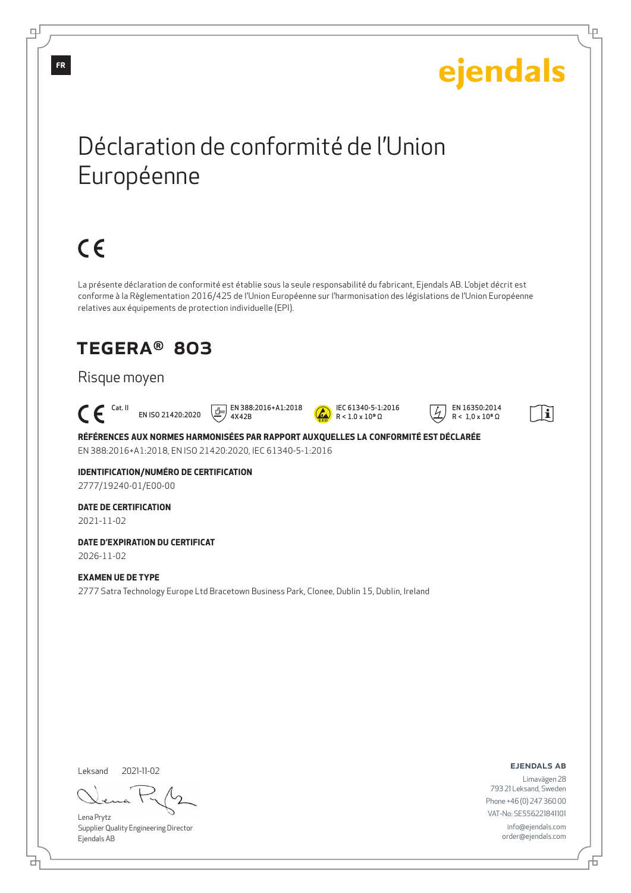FR

ejendals

# Déclaration de conformité de l'Union Européenne

CE

La présente déclaration de conformité est établie sous la seule responsabilité du fabricant, Ejendals AB. L'objet décrit est conforme à la Règlementation 2016/425 de l'Union Européenne sur l'harmonisation des législations de l'Union Européenne relatives aux équipements de protection individuelle (EPI).

## TEGERA® 803

Risque moyen

CE Cat. II | EN ISO 21420:2020 | EN 388:2016+A1:2018 4X42B | IEC 61340-5-1:2016 $R < 1.0 \times 10^9\ \Omega$ | EN 16350:2014 $R < 1{,}0 \times 10^8\ \Omega$

**RÉFÉRENCES AUX NORMES HARMONISÉES PAR RAPPORT AUXQUELLES LA CONFORMITÉ EST DÉCLARÉE**

EN 388:2016+A1:2018, EN ISO 21420:2020, IEC 61340-5-1:2016

**IDENTIFICATION/NUMÉRO DE CERTIFICATION**

2777/19240-01/E00-00

**DATE DE CERTIFICATION**

2021-11-02

**DATE D'EXPIRATION DU CERTIFICAT**

2026-11-02

**EXAMEN UE DE TYPE**

2777 Satra Technology Europe Ltd Bracetown Business Park, Clonee, Dublin 15, Dublin, Ireland

Leksand 2021-11-02

Lena Prytz
Supplier Quality Engineering Director
Ejendals AB

**EJENDALS AB**

Limavägen 28
793 21 Leksand, Sweden
Phone +46 (0) 247 360 00
VAT-No: SE556221841101
info@ejendals.com
order@ejendals.com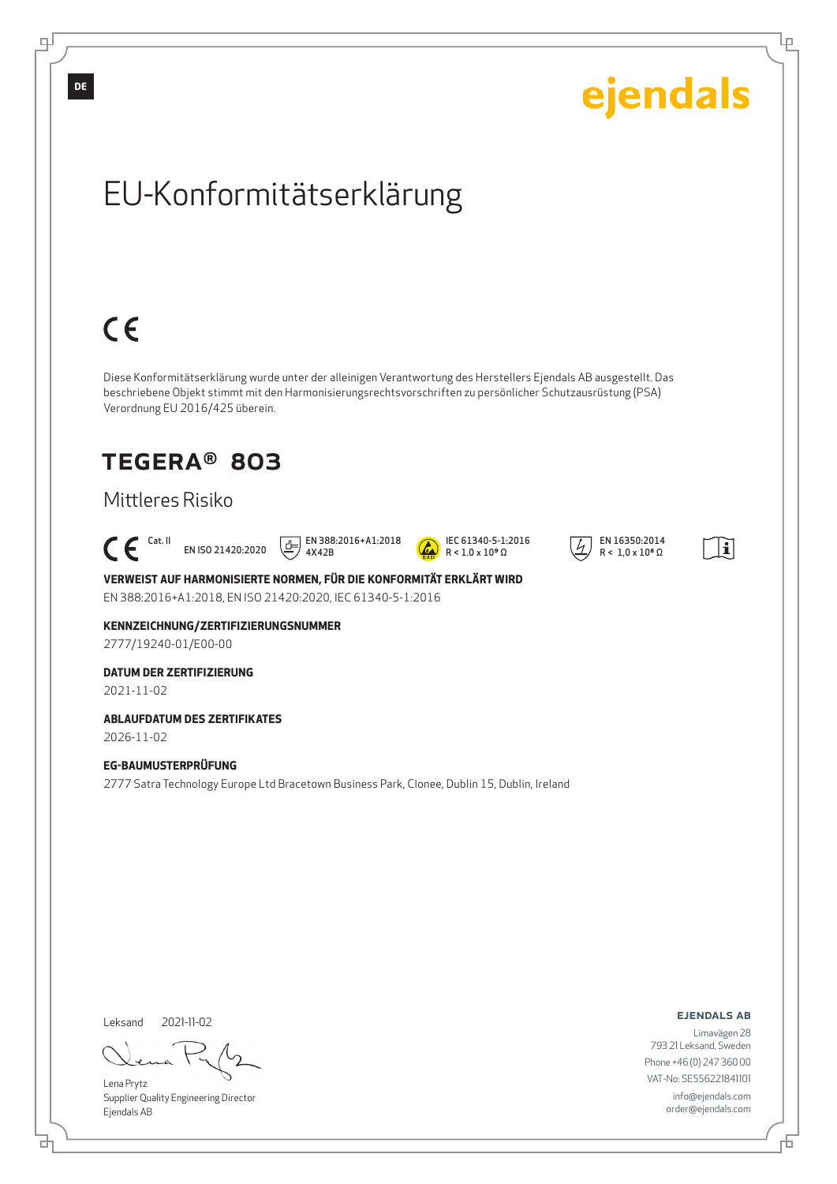DE

ejendals

# EU-Konformitätserklärung

CE

Diese Konformitätserklärung wurde unter der alleinigen Verantwortung des Herstellers Ejendals AB ausgestellt. Das beschriebene Objekt stimmt mit den Harmonisierungsrechtsvorschriften zu persönlicher Schutzausrüstung (PSA) Verordnung EU 2016/425 überein.

## TEGERA® 803

### Mittleres Risiko

CE Cat. II  EN ISO 21420:2020  EN 388:2016+A1:2018 4X42B  IEC 61340-5-1:2016 $R < 1.0 \times 10^9\ \Omega$  EN 16350:2014 $R < 1{,}0 \times 10^8\ \Omega$

**VERWEIST AUF HARMONISIERTE NORMEN, FÜR DIE KONFORMITÄT ERKLÄRT WIRD**

EN 388:2016+A1:2018, EN ISO 21420:2020, IEC 61340-5-1:2016

**KENNZEICHNUNG/ZERTIFIZIERUNGSNUMMER**

2777/19240-01/E00-00

**DATUM DER ZERTIFIZIERUNG**

2021-11-02

**ABLAUFDATUM DES ZERTIFIKATES**

2026-11-02

**EG-BAUMUSTERPRÜFUNG**

2777 Satra Technology Europe Ltd Bracetown Business Park, Clonee, Dublin 15, Dublin, Ireland

Leksand 2021-11-02

Lena Prytz
Supplier Quality Engineering Director
Ejendals AB

**EJENDALS AB**
Limavägen 28
793 21 Leksand, Sweden
Phone +46 (0) 247 360 00
VAT-No: SE556221841101
info@ejendals.com
order@ejendals.com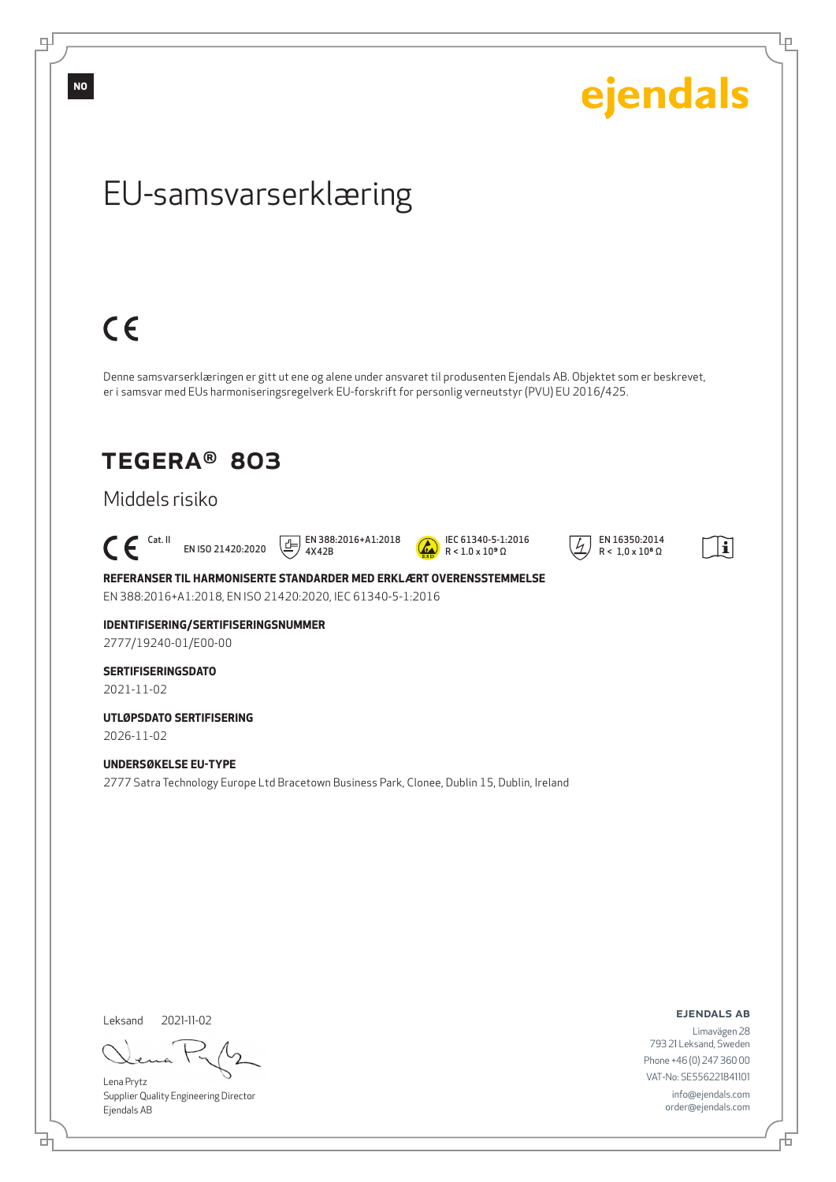NO

ejendals

# EU-samsvarserklæring

CE

Denne samsvarserklæringen er gitt ut ene og alene under ansvaret til produsenten Ejendals AB. Objektet som er beskrevet, er i samsvar med EUs harmoniseringsregelverk EU-forskrift for personlig verneutstyr (PVU) EU 2016/425.

## TEGERA® 803

Middels risiko

CE Cat. II | EN ISO 21420:2020 | EN 388:2016+A1:2018 4X42B | IEC 61340-5-1:2016 R < 1.0 x $10^9$ Ω | EN 16350:2014 R < 1,0 x $10^8$ Ω

**REFERANSER TIL HARMONISERTE STANDARDER MED ERKLÆRT OVERENSSTEMMELSE**
EN 388:2016+A1:2018, EN ISO 21420:2020, IEC 61340-5-1:2016

**IDENTIFISERING/SERTIFISERINGSNUMMER**
2777/19240-01/E00-00

**SERTIFISERINGSDATO**
2021-11-02

**UTLØPSDATO SERTIFISERING**
2026-11-02

**UNDERSØKELSE EU-TYPE**
2777 Satra Technology Europe Ltd Bracetown Business Park, Clonee, Dublin 15, Dublin, Ireland

Leksand 2021-11-02

Lena Prytz
Supplier Quality Engineering Director
Ejendals AB

**EJENDALS AB**
Limavägen 28
793 21 Leksand, Sweden
Phone +46 (0) 247 360 00
VAT-No: SE556221841101
info@ejendals.com
order@ejendals.com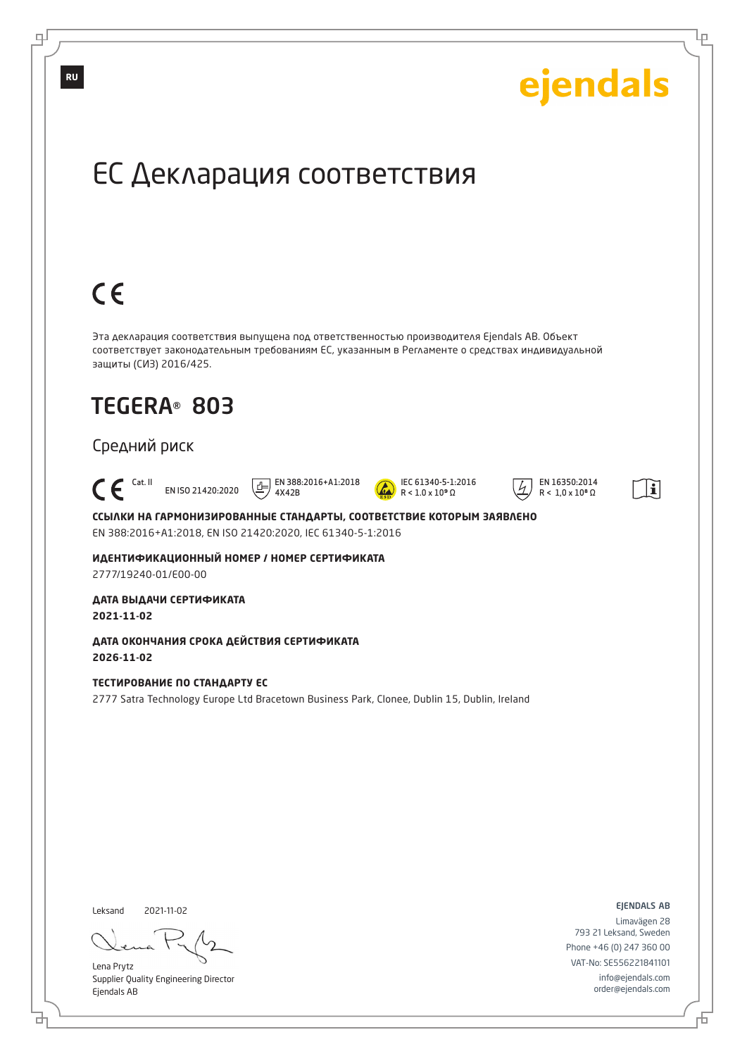RU

ejendals

# ЕС Декларация соответствия

CE

Эта декларация соответствия выпущена под ответственностью производителя Ejendals AB. Объект соответствует законодательным требованиям ЕС, указанным в Регламенте о средствах индивидуальной защиты (СИЗ) 2016/425.

## TEGERA® 803

Средний риск

CE Cat. II | EN ISO 21420:2020 | EN 388:2016+A1:2018 4X42B | IEC 61340-5-1:2016 R < 1.0 x $10^9$ Ω | EN 16350:2014 R < 1,0 x $10^8$ Ω

**ССЫЛКИ НА ГАРМОНИЗИРОВАННЫЕ СТАНДАРТЫ, СООТВЕТСТВИЕ КОТОРЫМ ЗАЯВЛЕНО**

EN 388:2016+A1:2018, EN ISO 21420:2020, IEC 61340-5-1:2016

**ИДЕНТИФИКАЦИОННЫЙ НОМЕР / НОМЕР СЕРТИФИКАТА**

2777/19240-01/E00-00

**ДАТА ВЫДАЧИ СЕРТИФИКАТА**

**2021-11-02**

**ДАТА ОКОНЧАНИЯ СРОКА ДЕЙСТВИЯ СЕРТИФИКАТА**

**2026-11-02**

**ТЕСТИРОВАНИЕ ПО СТАНДАРТУ ЕС**

2777 Satra Technology Europe Ltd Bracetown Business Park, Clonee, Dublin 15, Dublin, Ireland

Leksand 2021-11-02

Lena Prytz
Supplier Quality Engineering Director
Ejendals AB

EJENDALS AB
Limavägen 28
793 21 Leksand, Sweden
Phone +46 (0) 247 360 00
VAT-No: SE556221841101
info@ejendals.com
order@ejendals.com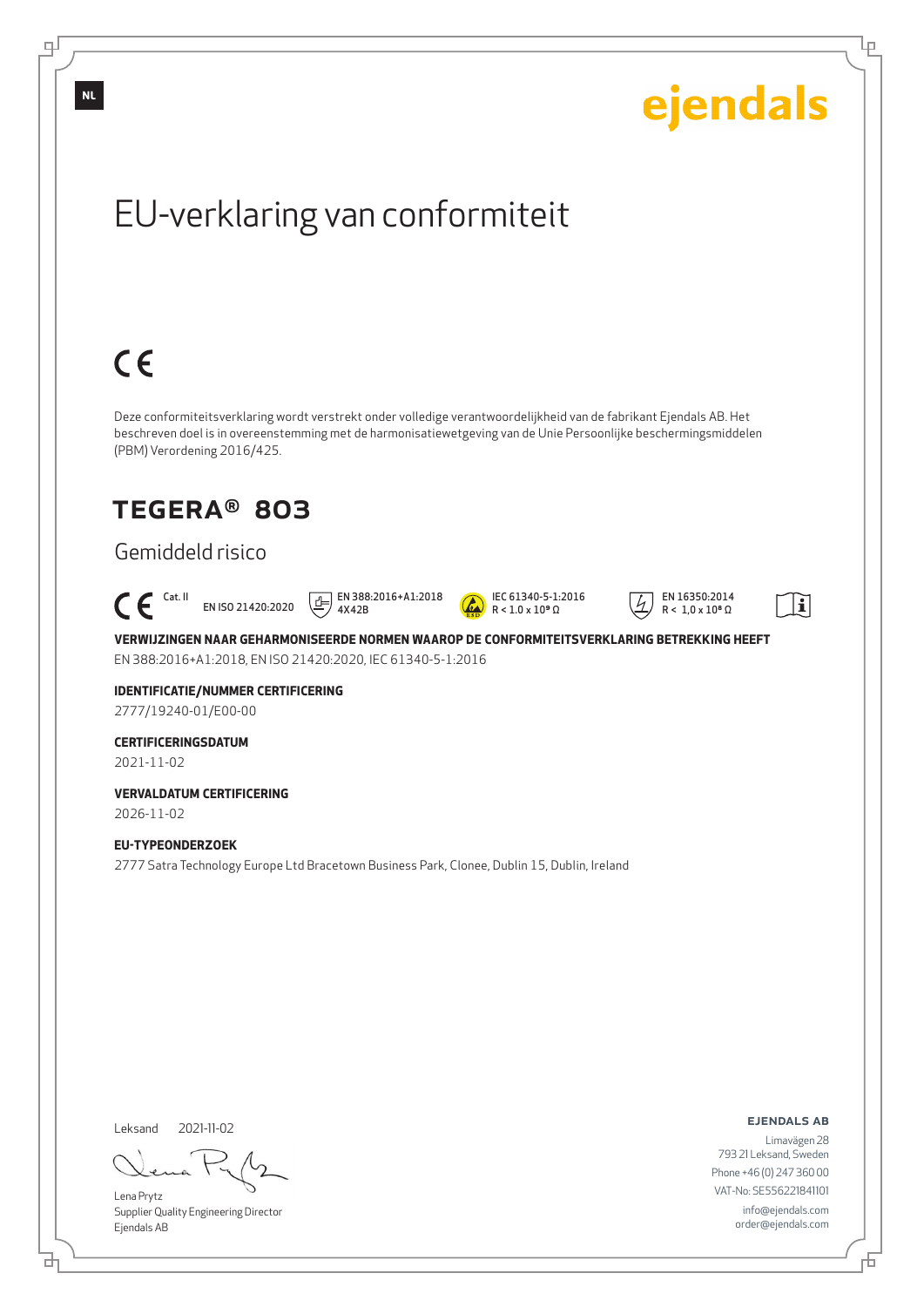NL

ejendals

# EU-verklaring van conformiteit

CE

Deze conformiteitsverklaring wordt verstrekt onder volledige verantwoordelijkheid van de fabrikant Ejendals AB. Het beschreven doel is in overeenstemming met de harmonisatiewetgeving van de Unie Persoonlijke beschermingsmiddelen (PBM) Verordening 2016/425.

## TEGERA® 803

### Gemiddeld risico

CE Cat. II   EN ISO 21420:2020   EN 388:2016+A1:2018 4X42B   IEC 61340-5-1:2016 R < 1.0 x 10⁹ Ω   EN 16350:2014 R < 1,0 x 10⁸ Ω

**VERWIJZINGEN NAAR GEHARMONISEERDE NORMEN WAAROP DE CONFORMITEITSVERKLARING BETREKKING HEEFT**

EN 388:2016+A1:2018, EN ISO 21420:2020, IEC 61340-5-1:2016

**IDENTIFICATIE/NUMMER CERTIFICERING**

2777/19240-01/E00-00

**CERTIFICERINGSDATUM**

2021-11-02

**VERVALDATUM CERTIFICERING**

2026-11-02

**EU-TYPEONDERZOEK**

2777 Satra Technology Europe Ltd Bracetown Business Park, Clonee, Dublin 15, Dublin, Ireland

Leksand 2021-11-02

Lena Prytz
Supplier Quality Engineering Director
Ejendals AB

**EJENDALS AB**
Limavägen 28
793 21 Leksand, Sweden
Phone +46 (0) 247 360 00
VAT-No: SE556221841101
info@ejendals.com
order@ejendals.com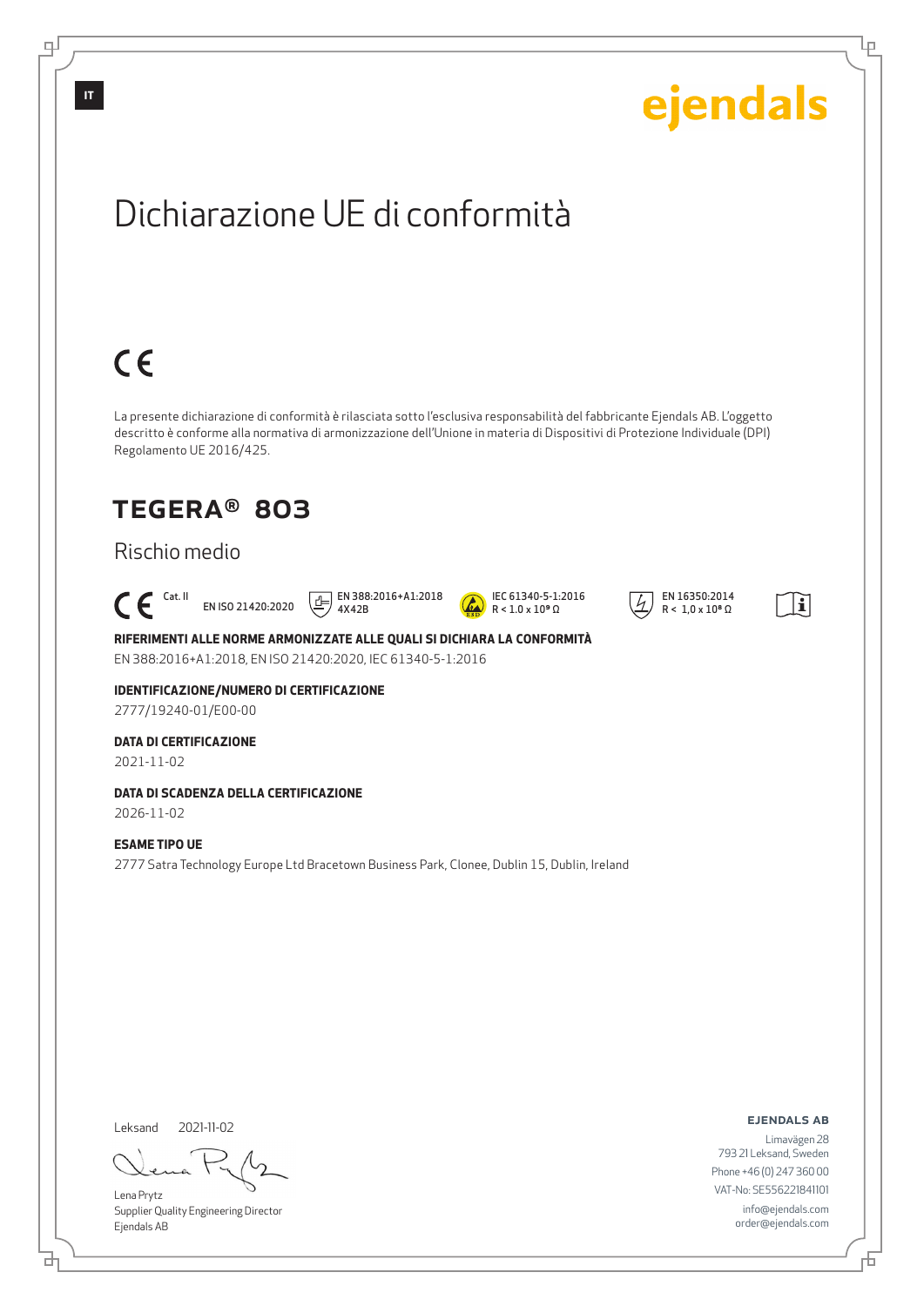IT

ejendals

# Dichiarazione UE di conformità

CE

La presente dichiarazione di conformità è rilasciata sotto l'esclusiva responsabilità del fabbricante Ejendals AB. L'oggetto descritto è conforme alla normativa di armonizzazione dell'Unione in materia di Dispositivi di Protezione Individuale (DPI) Regolamento UE 2016/425.

## TEGERA® 803

### Rischio medio

CE Cat. II | EN ISO 21420:2020 | EN 388:2016+A1:2018 4X42B | IEC 61340-5-1:2016 R < 1.0 x $10^9$ Ω | EN 16350:2014 R < 1,0 x $10^8$ Ω

**RIFERIMENTI ALLE NORME ARMONIZZATE ALLE QUALI SI DICHIARA LA CONFORMITÀ**

EN 388:2016+A1:2018, EN ISO 21420:2020, IEC 61340-5-1:2016

**IDENTIFICAZIONE/NUMERO DI CERTIFICAZIONE**

2777/19240-01/E00-00

**DATA DI CERTIFICAZIONE**

2021-11-02

**DATA DI SCADENZA DELLA CERTIFICAZIONE**

2026-11-02

**ESAME TIPO UE**

2777 Satra Technology Europe Ltd Bracetown Business Park, Clonee, Dublin 15, Dublin, Ireland

Leksand 2021-11-02

Lena Prytz
Supplier Quality Engineering Director
Ejendals AB

**EJENDALS AB**
Limavägen 28
793 21 Leksand, Sweden
Phone +46 (0) 247 360 00
VAT-No: SE556221841101
info@ejendals.com
order@ejendals.com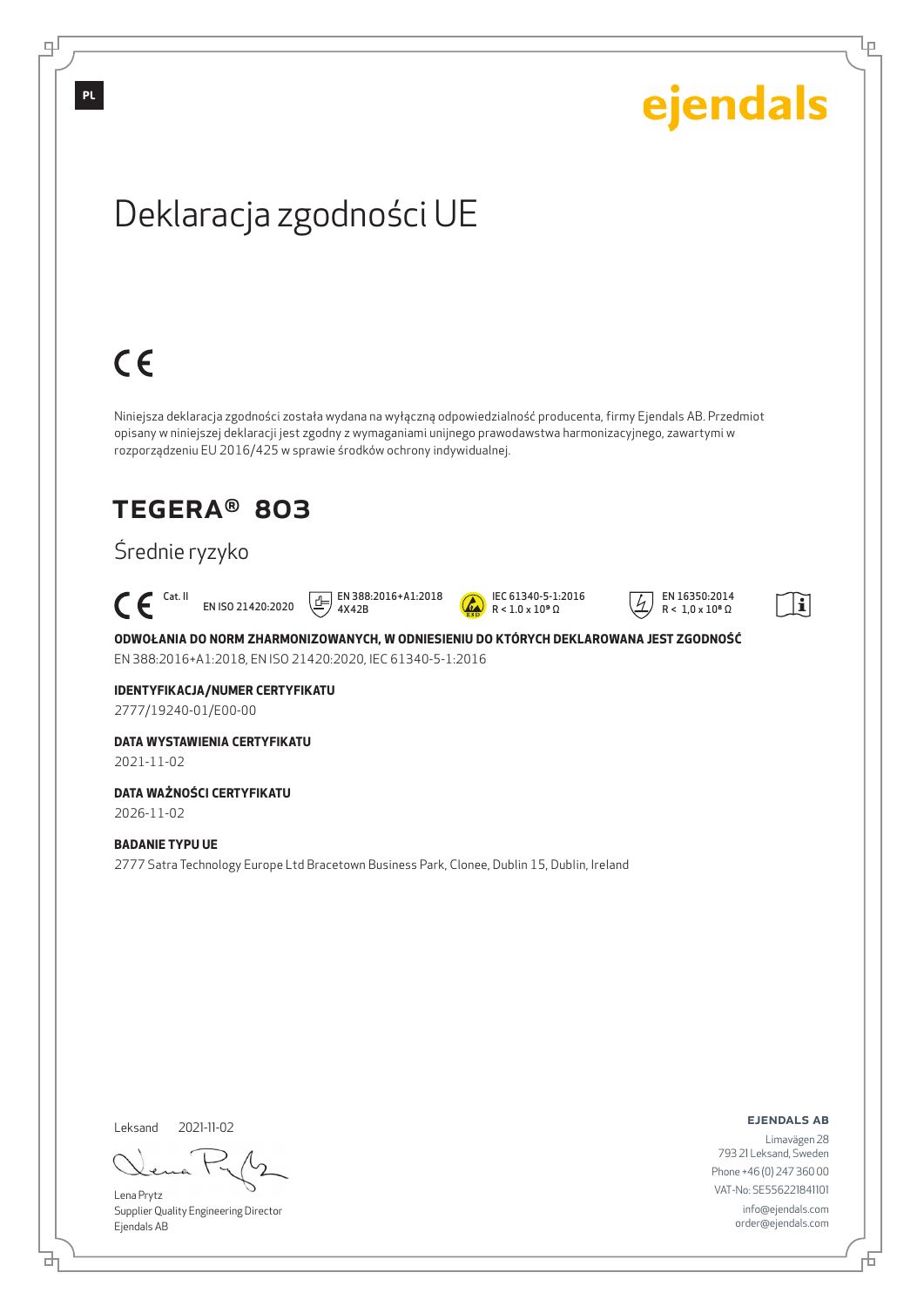PL

ejendals

# Deklaracja zgodności UE

CE

Niniejsza deklaracja zgodności została wydana na wyłączną odpowiedzialność producenta, firmy Ejendals AB. Przedmiot opisany w niniejszej deklaracji jest zgodny z wymaganiami unijnego prawodawstwa harmonizacyjnego, zawartymi w rozporządzeniu EU 2016/425 w sprawie środków ochrony indywidualnej.

## TEGERA® 803

### Średnie ryzyko

CE Cat. II EN ISO 21420:2020 EN 388:2016+A1:2018 4X42B IEC 61340-5-1:2016 R < 1.0 x $10^9$ Ω EN 16350:2014 R < 1,0 x $10^8$ Ω

**ODWOŁANIA DO NORM ZHARMONIZOWANYCH, W ODNIESIENIU DO KTÓRYCH DEKLAROWANA JEST ZGODNOŚĆ**
EN 388:2016+A1:2018, EN ISO 21420:2020, IEC 61340-5-1:2016

**IDENTYFIKACJA/NUMER CERTYFIKATU**
2777/19240-01/E00-00

**DATA WYSTAWIENIA CERTYFIKATU**
2021-11-02

**DATA WAŻNOŚCI CERTYFIKATU**
2026-11-02

**BADANIE TYPU UE**
2777 Satra Technology Europe Ltd Bracetown Business Park, Clonee, Dublin 15, Dublin, Ireland

Leksand 2021-11-02

Lena Prytz
Supplier Quality Engineering Director
Ejendals AB

**EJENDALS AB**
Limavägen 28
793 21 Leksand, Sweden
Phone +46 (0) 247 360 00
VAT-No: SE556221841101
info@ejendals.com
order@ejendals.com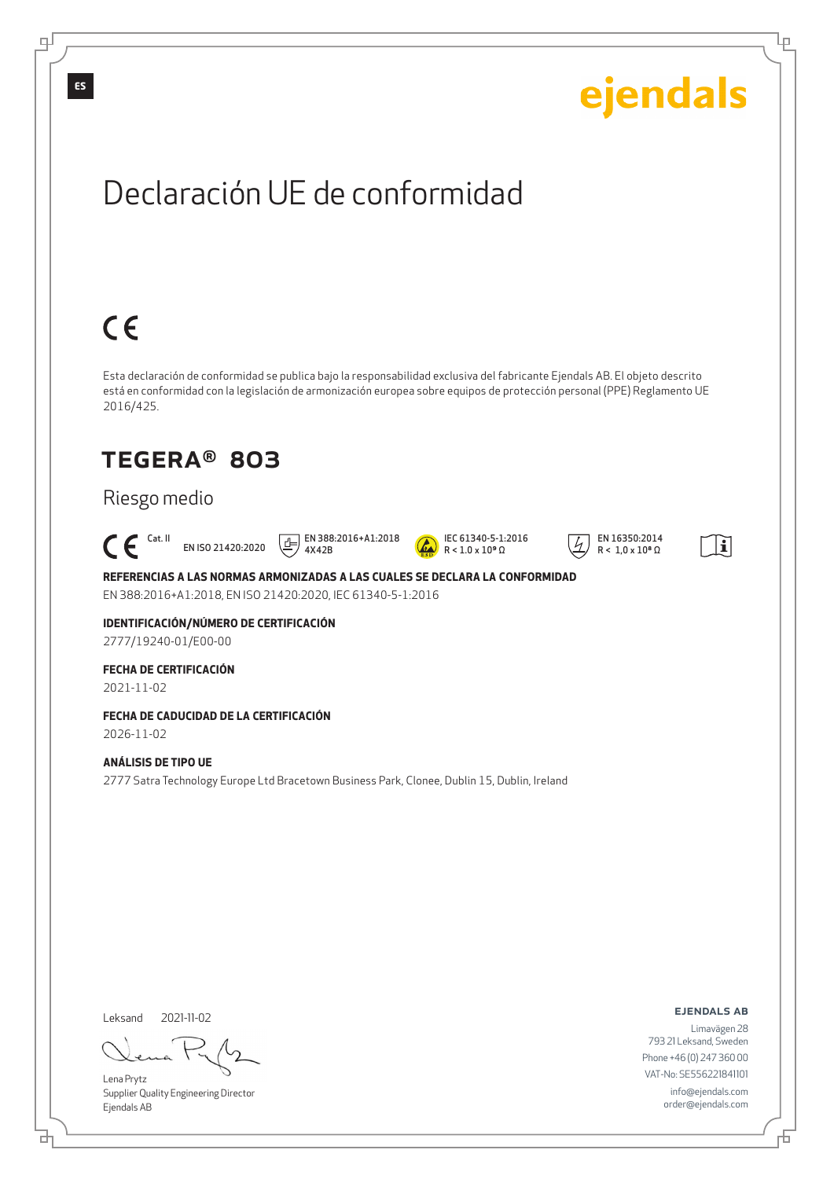ES

ejendals

# Declaración UE de conformidad

CE

Esta declaración de conformidad se publica bajo la responsabilidad exclusiva del fabricante Ejendals AB. El objeto descrito está en conformidad con la legislación de armonización europea sobre equipos de protección personal (PPE) Reglamento UE 2016/425.

## TEGERA® 803

### Riesgo medio

CE Cat. II EN ISO 21420:2020 EN 388:2016+A1:2018 4X42B IEC 61340-5-1:2016 $R < 1.0 \times 10^9\ \Omega$ EN 16350:2014 $R < 1,0 \times 10^8\ \Omega$

**REFERENCIAS A LAS NORMAS ARMONIZADAS A LAS CUALES SE DECLARA LA CONFORMIDAD**

EN 388:2016+A1:2018, EN ISO 21420:2020, IEC 61340-5-1:2016

**IDENTIFICACIÓN/NÚMERO DE CERTIFICACIÓN**

2777/19240-01/E00-00

**FECHA DE CERTIFICACIÓN**

2021-11-02

**FECHA DE CADUCIDAD DE LA CERTIFICACIÓN**

2026-11-02

**ANÁLISIS DE TIPO UE**

2777 Satra Technology Europe Ltd Bracetown Business Park, Clonee, Dublin 15, Dublin, Ireland

Leksand 2021-11-02

Lena Prytz
Supplier Quality Engineering Director
Ejendals AB

**EJENDALS AB**

Limavägen 28
793 21 Leksand, Sweden
Phone +46 (0) 247 360 00
VAT-No: SE556221841101
info@ejendals.com
order@ejendals.com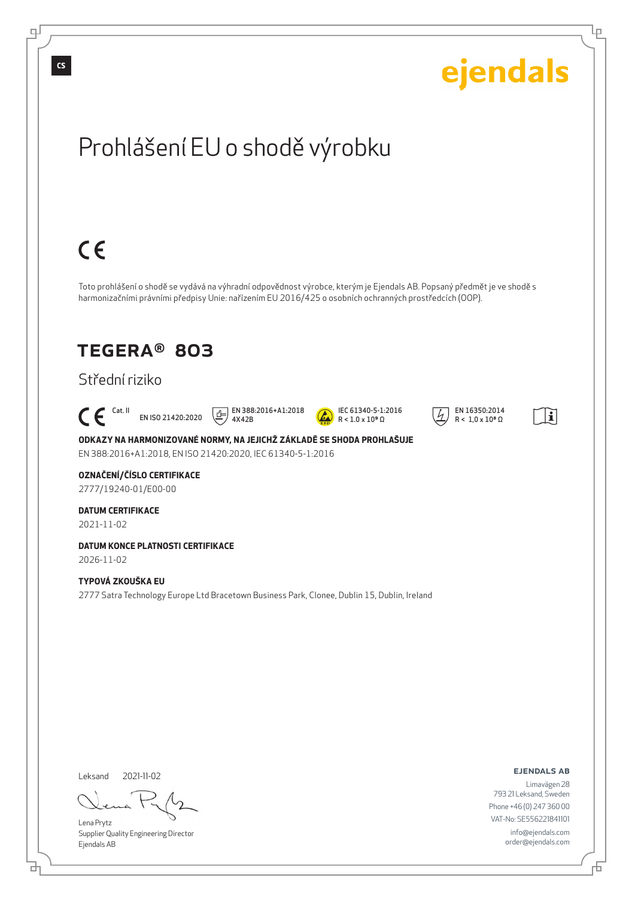CS

ejendals

# Prohlášení EU o shodě výrobku

CE

Toto prohlášení o shodě se vydává na výhradní odpovědnost výrobce, kterým je Ejendals AB. Popsaný předmět je ve shodě s harmonizačními právními předpisy Unie: nařízením EU 2016/425 o osobních ochranných prostředcích (OOP).

## TEGERA® 803

### Střední riziko

CE Cat. II EN ISO 21420:2020 EN 388:2016+A1:2018 4X42B IEC 61340-5-1:2016 R < 1.0 x $10^9$ Ω EN 16350:2014 R < 1,0 x $10^8$ Ω

**ODKAZY NA HARMONIZOVANÉ NORMY, NA JEJICHŽ ZÁKLADĚ SE SHODA PROHLAŠUJE**
EN 388:2016+A1:2018, EN ISO 21420:2020, IEC 61340-5-1:2016

**OZNAČENÍ/ČÍSLO CERTIFIKACE**
2777/19240-01/E00-00

**DATUM CERTIFIKACE**
2021-11-02

**DATUM KONCE PLATNOSTI CERTIFIKACE**
2026-11-02

**TYPOVÁ ZKOUŠKA EU**
2777 Satra Technology Europe Ltd Bracetown Business Park, Clonee, Dublin 15, Dublin, Ireland

Leksand 2021-11-02

Lena Prytz
Supplier Quality Engineering Director
Ejendals AB

**EJENDALS AB**
Limavägen 28
793 21 Leksand, Sweden
Phone +46 (0) 247 360 00
VAT-No: SE556221841101
info@ejendals.com
order@ejendals.com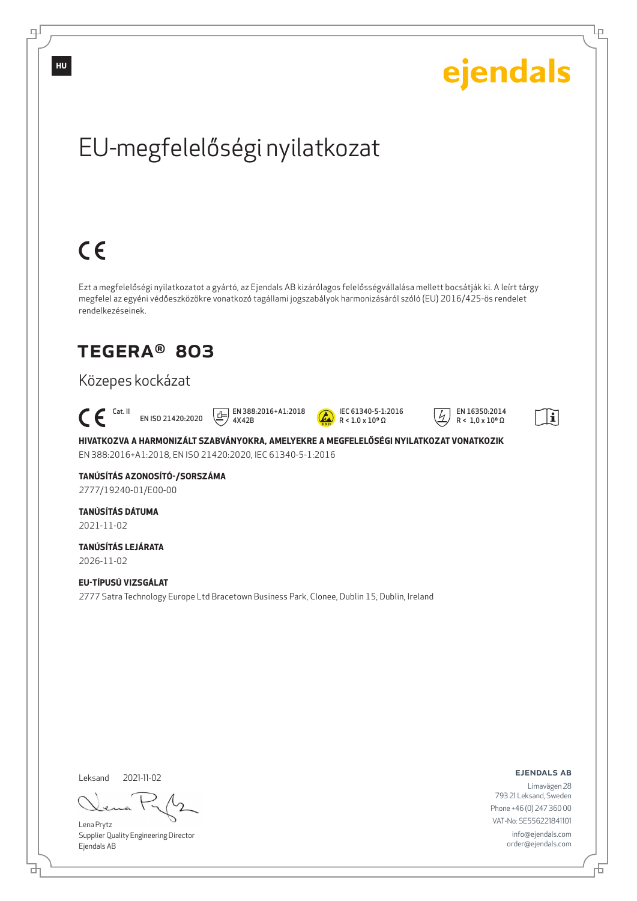HU

ejendals

# EU-megfelelőségi nyilatkozat

CE

Ezt a megfelelőségi nyilatkozatot a gyártó, az Ejendals AB kizárólagos felelősségvállalása mellett bocsátják ki. A leírt tárgy megfelel az egyéni védőeszközökre vonatkozó tagállami jogszabályok harmonizásáról szóló (EU) 2016/425-ös rendelet rendelkezéseinek.

## TEGERA® 803

### Közepes kockázat

CE Cat. II EN ISO 21420:2020 EN 388:2016+A1:2018 4X42B IEC 61340-5-1:2016 R < 1.0 x $10^9$ Ω EN 16350:2014 R < 1,0 x $10^8$ Ω

**HIVATKOZVA A HARMONIZÁLT SZABVÁNYOKRA, AMELYEKRE A MEGFELELŐSÉGI NYILATKOZAT VONATKOZIK**
EN 388:2016+A1:2018, EN ISO 21420:2020, IEC 61340-5-1:2016

**TANÚSÍTÁS AZONOSÍTÓ-/SORSZÁMA**
2777/19240-01/E00-00

**TANÚSÍTÁS DÁTUMA**
2021-11-02

**TANÚSÍTÁS LEJÁRATA**
2026-11-02

**EU-TÍPUSÚ VIZSGÁLAT**
2777 Satra Technology Europe Ltd Bracetown Business Park, Clonee, Dublin 15, Dublin, Ireland

Leksand 2021-11-02

Lena Prytz
Supplier Quality Engineering Director
Ejendals AB

**EJENDALS AB**
Limavägen 28
793 21 Leksand, Sweden
Phone +46 (0) 247 360 00
VAT-No: SE556221841101
info@ejendals.com
order@ejendals.com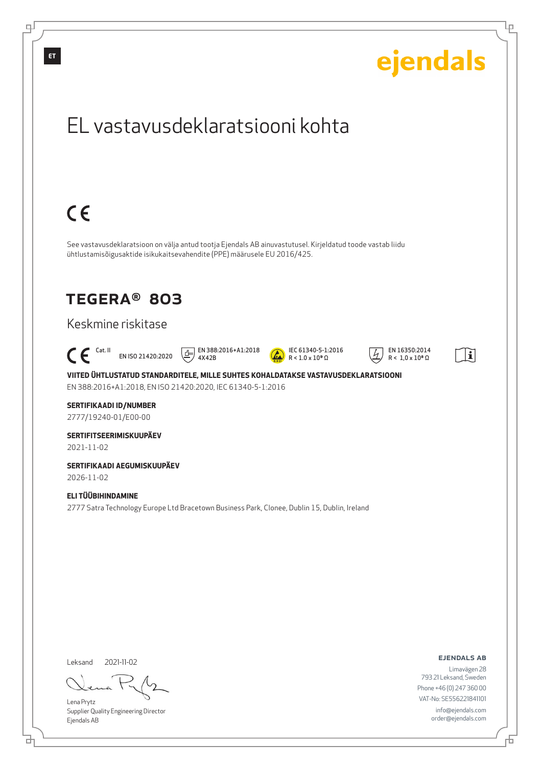ET

ejendals

# EL vastavusdeklaratsiooni kohta

CE

See vastavusdeklaratsioon on välja antud tootja Ejendals AB ainuvastutusel. Kirjeldatud toode vastab liidu ühtlustamisõigusaktide isikukaitsevahendite (PPE) määrusele EU 2016/425.

## TEGERA® 803

### Keskmine riskitase

CE Cat. II | EN ISO 21420:2020 | EN 388:2016+A1:2018 4X42B | IEC 61340-5-1:2016 R < 1.0 x $10^9$ Ω | EN 16350:2014 R < 1,0 x $10^8$ Ω

**VIITED ÜHTLUSTATUD STANDARDITELE, MILLE SUHTES KOHALDATAKSE VASTAVUSDEKLARATSIOONI**
EN 388:2016+A1:2018, EN ISO 21420:2020, IEC 61340-5-1:2016

**SERTIFIKAADI ID/NUMBER**
2777/19240-01/E00-00

**SERTIFITSEERIMISKUUPÄEV**
2021-11-02

**SERTIFIKAADI AEGUMISKUUPÄEV**
2026-11-02

**ELI TÜÜBIHINDAMINE**
2777 Satra Technology Europe Ltd Bracetown Business Park, Clonee, Dublin 15, Dublin, Ireland

Leksand 2021-11-02

Lena Prytz
Supplier Quality Engineering Director
Ejendals AB

**EJENDALS AB**
Limavägen 28
793 21 Leksand, Sweden
Phone +46 (0) 247 360 00
VAT-No: SE556221841101
info@ejendals.com
order@ejendals.com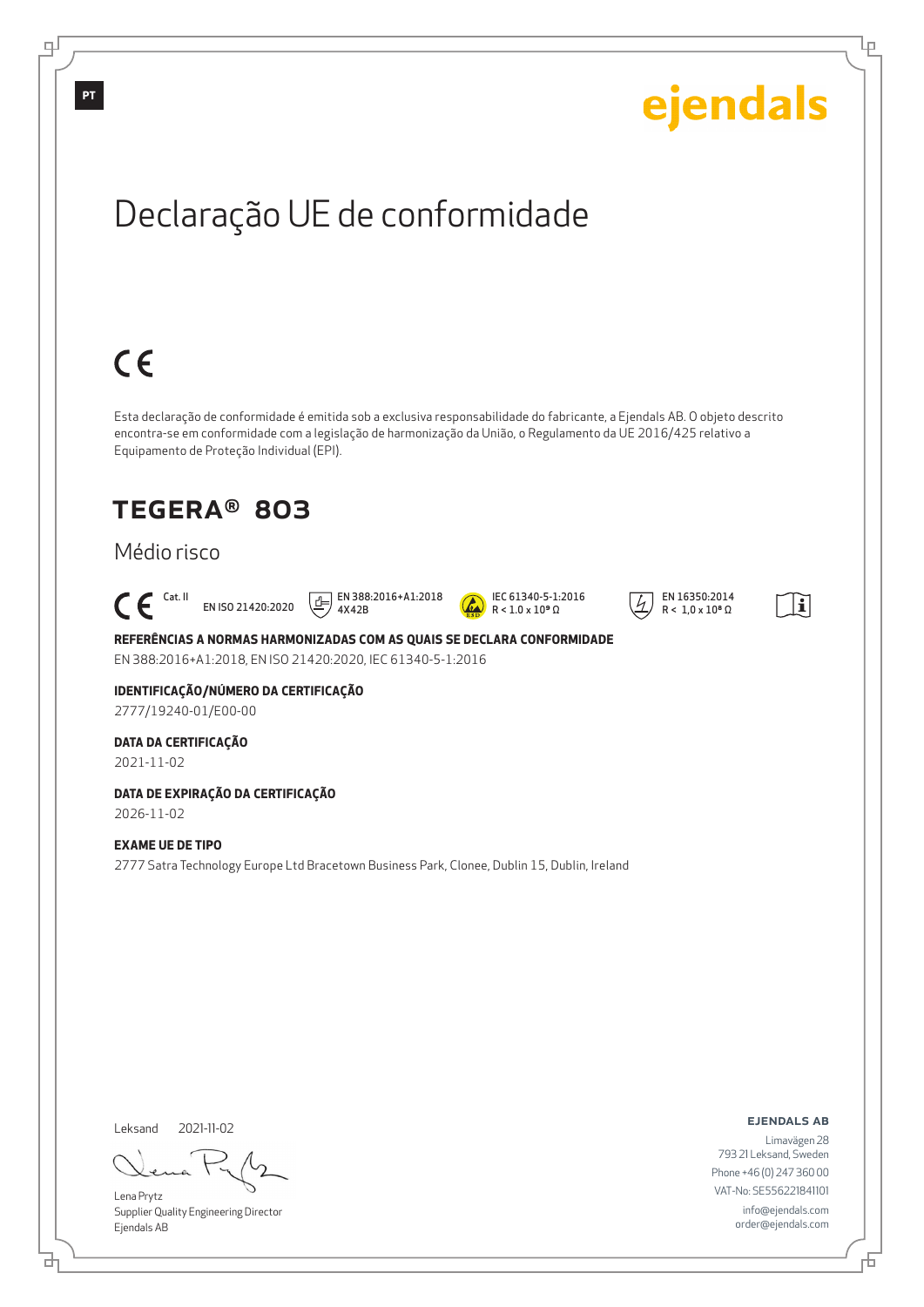PT

ejendals

# Declaração UE de conformidade

CE

Esta declaração de conformidade é emitida sob a exclusiva responsabilidade do fabricante, a Ejendals AB. O objeto descrito encontra-se em conformidade com a legislação de harmonização da União, o Regulamento da UE 2016/425 relativo a Equipamento de Proteção Individual (EPI).

## TEGERA® 803

Médio risco

CE Cat. II EN ISO 21420:2020 EN 388:2016+A1:2018 4X42B IEC 61340-5-1:2016 $R < 1.0 \times 10^9\ \Omega$ EN 16350:2014 $R < 1,0 \times 10^8\ \Omega$

**REFERÊNCIAS A NORMAS HARMONIZADAS COM AS QUAIS SE DECLARA CONFORMIDADE**

EN 388:2016+A1:2018, EN ISO 21420:2020, IEC 61340-5-1:2016

**IDENTIFICAÇÃO/NÚMERO DA CERTIFICAÇÃO**

2777/19240-01/E00-00

**DATA DA CERTIFICAÇÃO**

2021-11-02

**DATA DE EXPIRAÇÃO DA CERTIFICAÇÃO**

2026-11-02

**EXAME UE DE TIPO**

2777 Satra Technology Europe Ltd Bracetown Business Park, Clonee, Dublin 15, Dublin, Ireland

Leksand 2021-11-02

Lena Prytz
Supplier Quality Engineering Director
Ejendals AB

**EJENDALS AB**
Limavägen 28
793 21 Leksand, Sweden
Phone +46 (0) 247 360 00
VAT-No: SE556221841101
info@ejendals.com
order@ejendals.com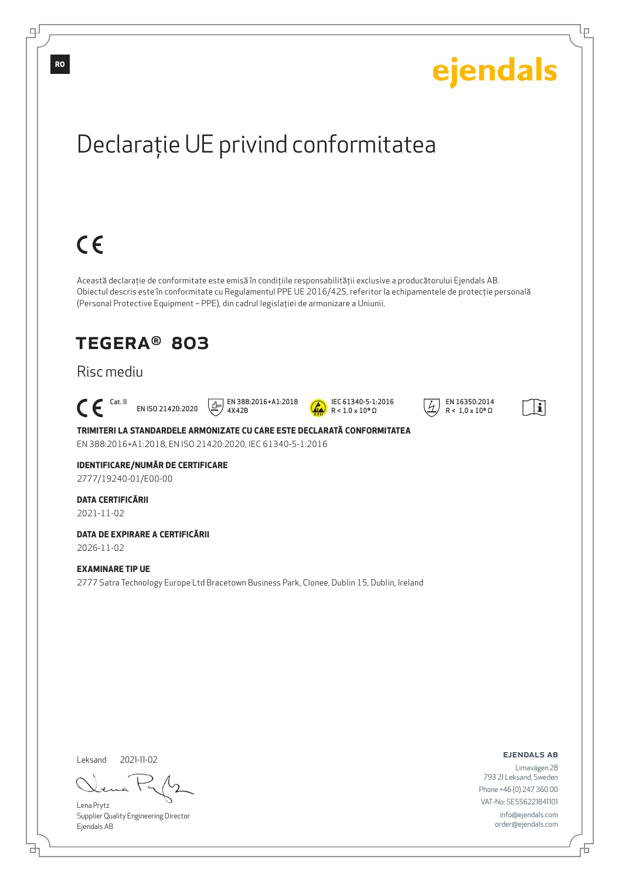RO

ejendals

# Declarație UE privind conformitatea

CE

Această declarație de conformitate este emisă în condițiile responsabilității exclusive a producătorului Ejendals AB. Obiectul descris este în conformitate cu Regulamentul PPE UE 2016/425, referitor la echipamentele de protecție personală (Personal Protective Equipment – PPE), din cadrul legislației de armonizare a Uniunii.

## TEGERA® 803

Risc mediu

CE Cat. II   EN ISO 21420:2020   EN 388:2016+A1:2018 4X42B   IEC 61340-5-1:2016 R < 1.0 x $10^9$ Ω   EN 16350:2014 R < 1,0 x $10^8$ Ω

**TRIMITERI LA STANDARDELE ARMONIZATE CU CARE ESTE DECLARATĂ CONFORMITATEA**
EN 388:2016+A1:2018, EN ISO 21420:2020, IEC 61340-5-1:2016

**IDENTIFICARE/NUMĂR DE CERTIFICARE**
2777/19240-01/E00-00

**DATA CERTIFICĂRII**
2021-11-02

**DATA DE EXPIRARE A CERTIFICĂRII**
2026-11-02

**EXAMINARE TIP UE**
2777 Satra Technology Europe Ltd Bracetown Business Park, Clonee, Dublin 15, Dublin, Ireland

Leksand 2021-11-02

Lena Prytz
Supplier Quality Engineering Director
Ejendals AB

**EJENDALS AB**
Limavägen 28
793 21 Leksand, Sweden
Phone +46 (0) 247 360 00
VAT-No: SE556221841101
info@ejendals.com
order@ejendals.com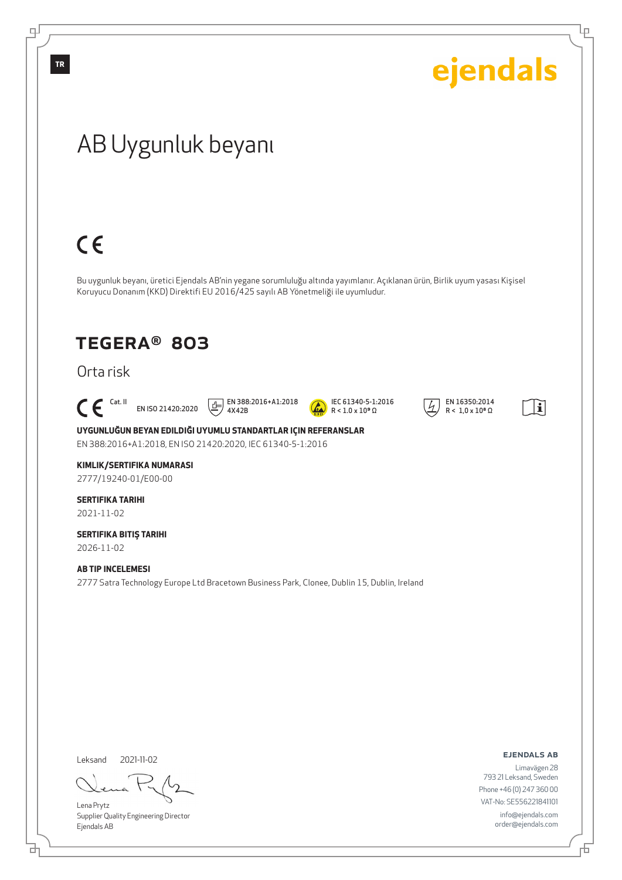TR

ejendals

# AB Uygunluk beyanı

CE

Bu uygunluk beyanı, üretici Ejendals AB'nin yegane sorumluluğu altında yayımlanır. Açıklanan ürün, Birlik uyum yasası Kişisel Koruyucu Donanım (KKD) Direktifi EU 2016/425 sayılı AB Yönetmeliği ile uyumludur.

## TEGERA® 803

Orta risk

CE Cat. II | EN ISO 21420:2020 | EN 388:2016+A1:2018 4X42B | IEC 61340-5-1:2016 R < 1.0 x $10^9$ Ω | EN 16350:2014 R < 1,0 x $10^8$ Ω

**UYGUNLUĞUN BEYAN EDILDIĞI UYUMLU STANDARTLAR IÇIN REFERANSLAR**
EN 388:2016+A1:2018, EN ISO 21420:2020, IEC 61340-5-1:2016

**KIMLIK/SERTIFIKA NUMARASI**
2777/19240-01/E00-00

**SERTIFIKA TARIHI**
2021-11-02

**SERTIFIKA BITIŞ TARIHI**
2026-11-02

**AB TIP INCELEMESI**
2777 Satra Technology Europe Ltd Bracetown Business Park, Clonee, Dublin 15, Dublin, Ireland

Leksand 2021-11-02

Lena Prytz
Supplier Quality Engineering Director
Ejendals AB

**EJENDALS AB**
Limavägen 28
793 21 Leksand, Sweden
Phone +46 (0) 247 360 00
VAT-No: SE556221841101
info@ejendals.com
order@ejendals.com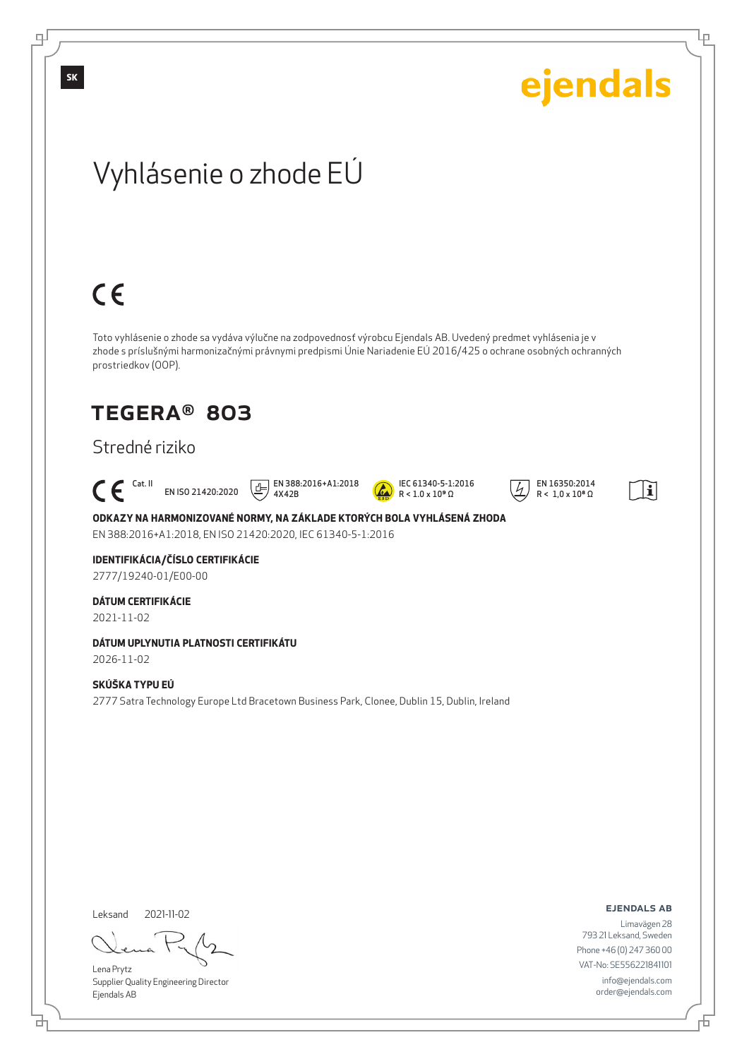ejendals

# Vyhlásenie o zhode EÚ

CE

Toto vyhlásenie o zhode sa vydáva výlučne na zodpovednosť výrobcu Ejendals AB. Uvedený predmet vyhlásenia je v zhode s príslušnými harmonizačnými právnymi predpismi Únie Nariadenie EÚ 2016/425 o ochrane osobných ochranných prostriedkov (OOP).

## TEGERA® 803

Stredné riziko

CE Cat. II EN ISO 21420:2020 EN 388:2016+A1:2018 4X42B IEC 61340-5-1:2016 R < 1.0 x $10^8$ Ω EN 16350:2014 R < 1,0 x $10^8$ Ω

**ODKAZY NA HARMONIZOVANÉ NORMY, NA ZÁKLADE KTORÝCH BOLA VYHLÁSENÁ ZHODA**

EN 388:2016+A1:2018, EN ISO 21420:2020, IEC 61340-5-1:2016

**IDENTIFIKÁCIA/ČÍSLO CERTIFIKÁCIE**

2777/19240-01/E00-00

**DÁTUM CERTIFIKÁCIE**

2021-11-02

**DÁTUM UPLYNUTIA PLATNOSTI CERTIFIKÁTU**

2026-11-02

**SKÚŠKA TYPU EÚ**

2777 Satra Technology Europe Ltd Bracetown Business Park, Clonee, Dublin 15, Dublin, Ireland

Leksand 2021-11-02

Lena Prytz
Supplier Quality Engineering Director
Ejendals AB

**EJENDALS AB**
Limavägen 28
793 21 Leksand, Sweden
Phone +46 (0) 247 360 00
VAT-No: SE556221841101
info@ejendals.com
order@ejendals.com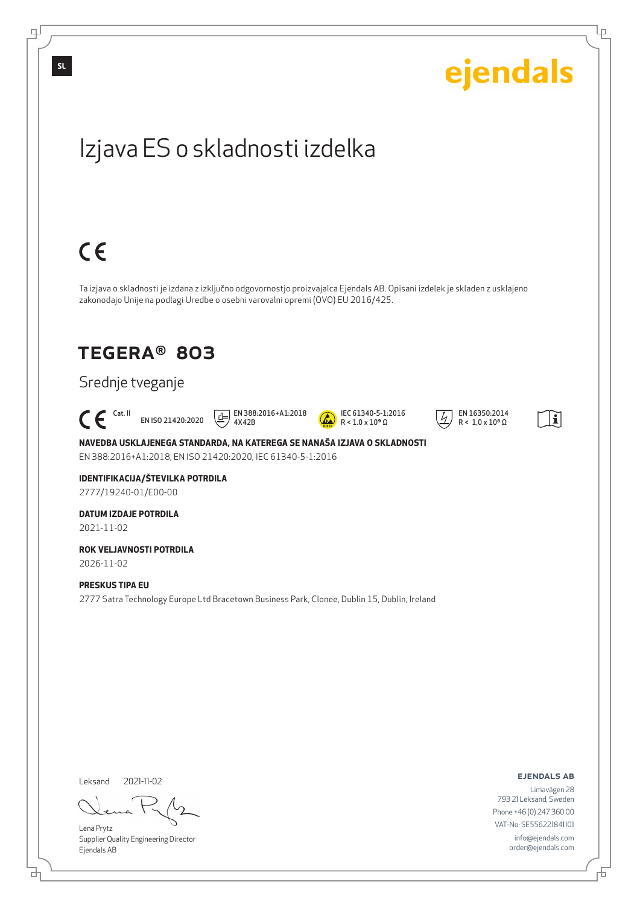SL

ejendals

# Izjava ES o skladnosti izdelka

CE

Ta izjava o skladnosti je izdana z izključno odgovornostjo proizvajalca Ejendals AB. Opisani izdelek je skladen z usklajeno zakonodajo Unije na podlagi Uredbe o osebni varovalni opremi (OVO) EU 2016/425.

## TEGERA® 803

### Srednje tveganje

CE Cat. II   EN ISO 21420:2020   EN 388:2016+A1:2018 4X42B   IEC 61340-5-1:2016 R < 1.0 x $10^9$ Ω   EN 16350:2014 R < 1,0 x $10^8$ Ω

**NAVEDBA USKLAJENEGA STANDARDA, NA KATEREGA SE NANAŠA IZJAVA O SKLADNOSTI**
EN 388:2016+A1:2018, EN ISO 21420:2020, IEC 61340-5-1:2016

**IDENTIFIKACIJA/ŠTEVILKA POTRDILA**
2777/19240-01/E00-00

**DATUM IZDAJE POTRDILA**
2021-11-02

**ROK VELJAVNOSTI POTRDILA**
2026-11-02

**PRESKUS TIPA EU**
2777 Satra Technology Europe Ltd Bracetown Business Park, Clonee, Dublin 15, Dublin, Ireland

Leksand 2021-11-02

Lena Prytz
Supplier Quality Engineering Director
Ejendals AB

**EJENDALS AB**
Limavägen 28
793 21 Leksand, Sweden
Phone +46 (0) 247 360 00
VAT-No: SE556221841101
info@ejendals.com
order@ejendals.com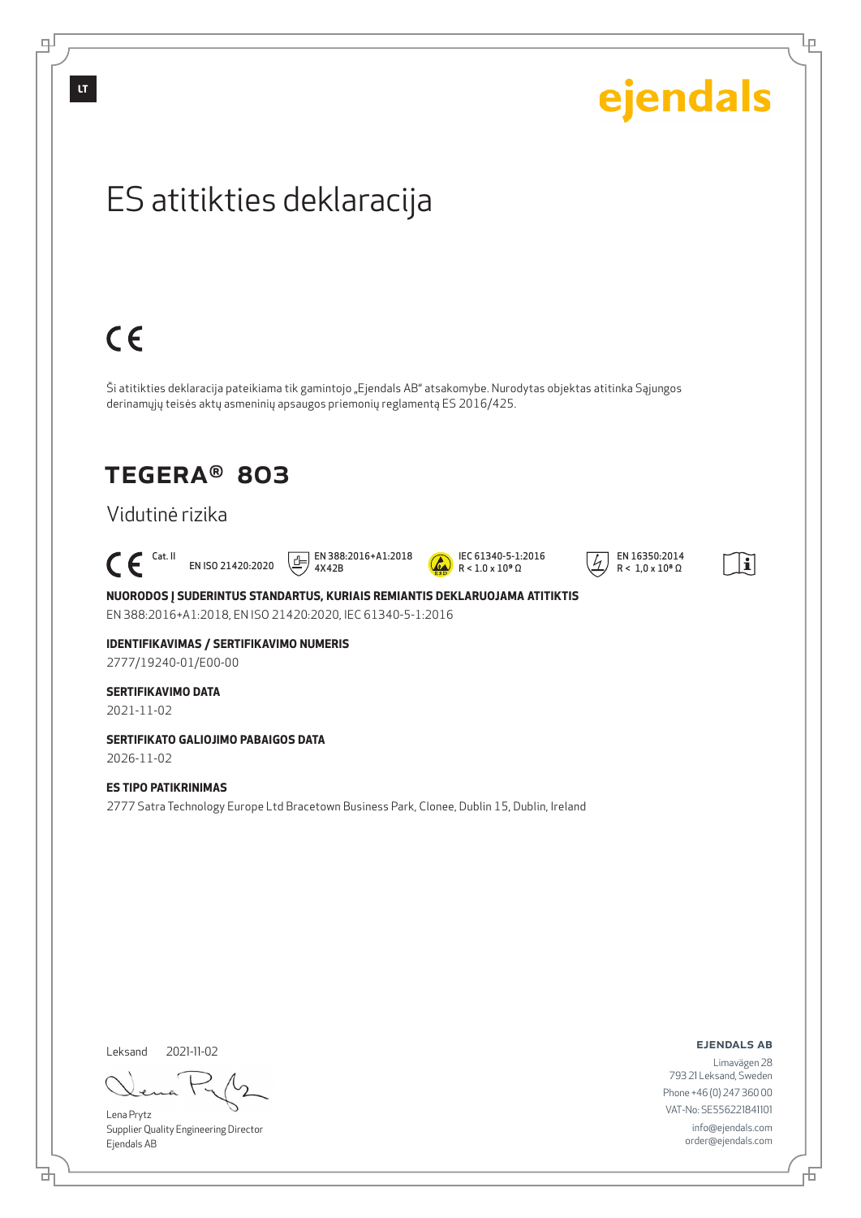ejendals

# ES atitikties deklaracija

CE

Ši atitikties deklaracija pateikiama tik gamintojo „Ejendals AB" atsakomybe. Nurodytas objektas atitinka Sąjungos derinamųjų teisės aktų asmeninių apsaugos priemonių reglamentą ES 2016/425.

## TEGERA® 803

### Vidutinė rizika

CE Cat. II EN ISO 21420:2020 EN 388:2016+A1:2018 4X42B IEC 61340-5-1:2016 R < 1.0 x $10^9$ Ω EN 16350:2014 R < 1,0 x $10^8$ Ω

**NUORODOS Į SUDERINTUS STANDARTUS, KURIAIS REMIANTIS DEKLARUOJAMA ATITIKTIS**
EN 388:2016+A1:2018, EN ISO 21420:2020, IEC 61340-5-1:2016

**IDENTIFIKAVIMAS / SERTIFIKAVIMO NUMERIS**
2777/19240-01/E00-00

**SERTIFIKAVIMO DATA**
2021-11-02

**SERTIFIKATO GALIOJIMO PABAIGOS DATA**
2026-11-02

**ES TIPO PATIKRINIMAS**
2777 Satra Technology Europe Ltd Bracetown Business Park, Clonee, Dublin 15, Dublin, Ireland

Leksand 2021-11-02

Lena Prytz
Supplier Quality Engineering Director
Ejendals AB

**EJENDALS AB**
Limavägen 28
793 21 Leksand, Sweden
Phone +46 (0) 247 360 00
VAT-No: SE556221841101
info@ejendals.com
order@ejendals.com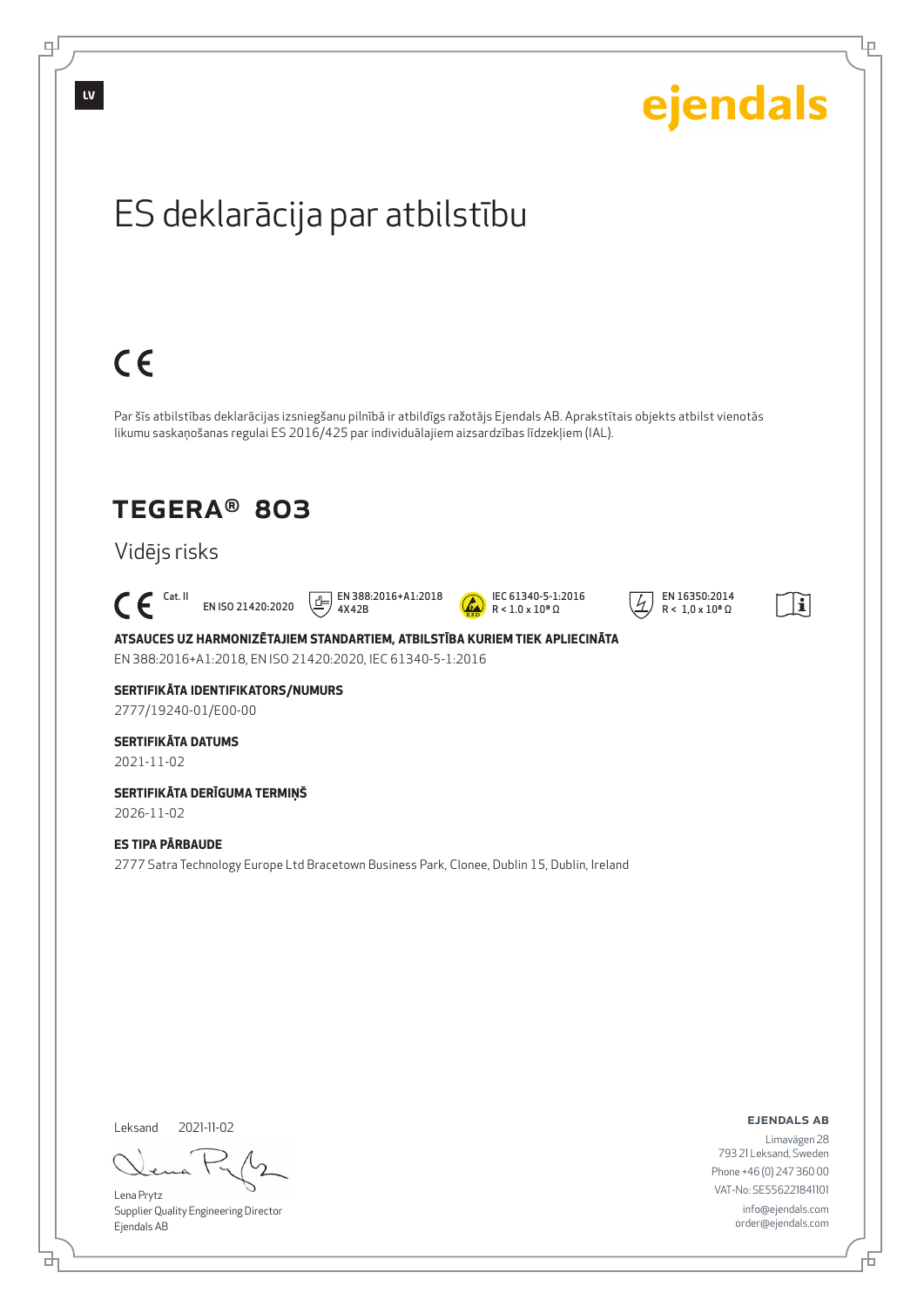LV

ejendals

# ES deklarācija par atbilstību

CE

Par šīs atbilstības deklarācijas izsniegšanu pilnībā ir atbildīgs ražotājs Ejendals AB. Aprakstītais objekts atbilst vienotās likumu saskaņošanas regulai ES 2016/425 par individuālajiem aizsardzības līdzekļiem (IAL).

## TEGERA® 803

Vidējs risks

CE Cat. II EN ISO 21420:2020 EN 388:2016+A1:2018 4X42B IEC 61340-5-1:2016 R < 1.0 x $10^9$ Ω EN 16350:2014 R < 1,0 x $10^8$ Ω

**ATSAUCES UZ HARMONIZĒTAJIEM STANDARTIEM, ATBILSTĪBA KURIEM TIEK APLIECINĀTA**

EN 388:2016+A1:2018, EN ISO 21420:2020, IEC 61340-5-1:2016

**SERTIFIKĀTA IDENTIFIKATORS/NUMURS**

2777/19240-01/E00-00

**SERTIFIKĀTA DATUMS**

2021-11-02

**SERTIFIKĀTA DERĪGUMA TERMIŅŠ**

2026-11-02

**ES TIPA PĀRBAUDE**

2777 Satra Technology Europe Ltd Bracetown Business Park, Clonee, Dublin 15, Dublin, Ireland

Leksand 2021-11-02

Lena Prytz
Supplier Quality Engineering Director
Ejendals AB

**EJENDALS AB**
Limavägen 28
793 21 Leksand, Sweden
Phone +46 (0) 247 360 00
VAT-No: SE556221841101
info@ejendals.com
order@ejendals.com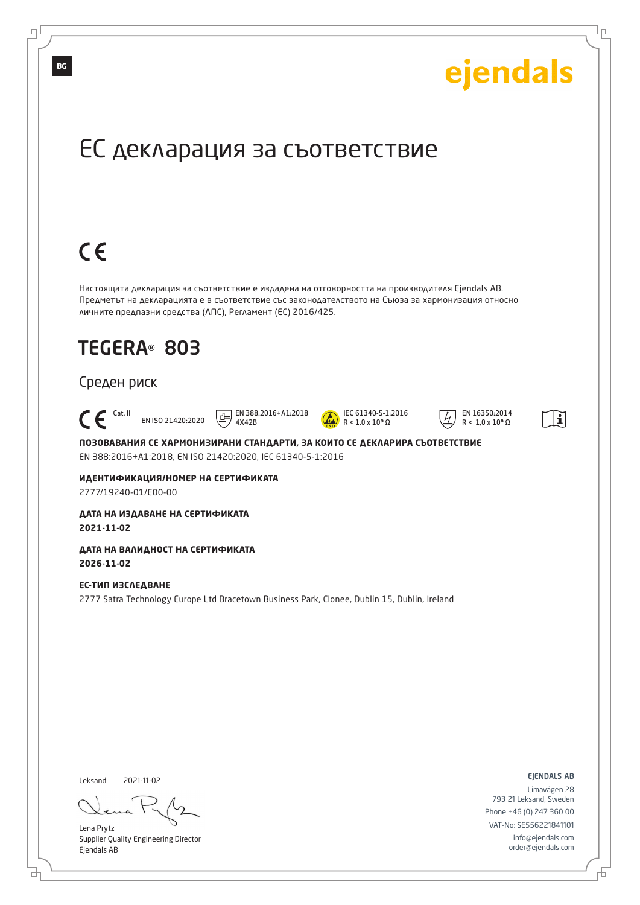BG

ejendals

# ЕС декларация за съответствие

CE

Настоящата декларация за съответствие е издадена на отговорността на производителя Ejendals AB. Предметът на декларацията е в съответствие със законодателството на Съюза за хармонизация относно личните предпазни средства (ЛПС), Регламент (ЕС) 2016/425.

## TEGERA® 803

### Среден риск

CE Cat. II EN ISO 21420:2020 EN 388:2016+A1:2018 4X42B IEC 61340-5-1:2016 R < 1.0 x 10⁸ Ω EN 16350:2014 R < 1,0 x 10⁸ Ω

**ПОЗОВАВАНИЯ СЕ ХАРМОНИЗИРАНИ СТАНДАРТИ, ЗА КОИТО СЕ ДЕКЛАРИРА СЪОТВЕТСТВИЕ**
EN 388:2016+A1:2018, EN ISO 21420:2020, IEC 61340-5-1:2016

**ИДЕНТИФИКАЦИЯ/НОМЕР НА СЕРТИФИКАТА**
2777/19240-01/E00-00

**ДАТА НА ИЗДАВАНЕ НА СЕРТИФИКАТА**
**2021-11-02**

**ДАТА НА ВАЛИДНОСТ НА СЕРТИФИКАТА**
**2026-11-02**

**ЕС-ТИП ИЗСЛЕДВАНЕ**
2777 Satra Technology Europe Ltd Bracetown Business Park, Clonee, Dublin 15, Dublin, Ireland

Leksand 2021-11-02

Lena Prytz
Supplier Quality Engineering Director
Ejendals AB

EJENDALS AB
Limavägen 28
793 21 Leksand, Sweden
Phone +46 (0) 247 360 00
VAT-No: SE556221841101
info@ejendals.com
order@ejendals.com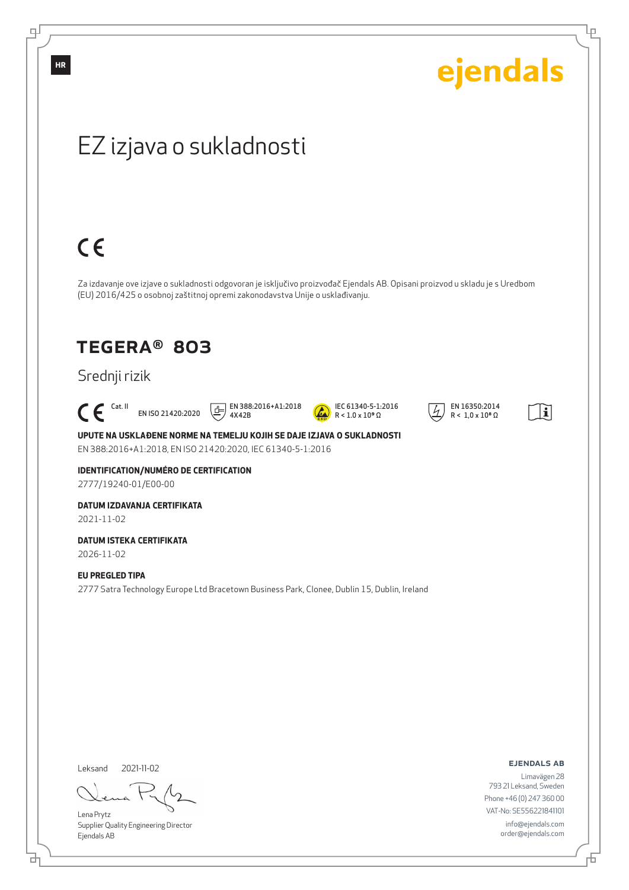HR

ejendals

# EZ izjava o sukladnosti

CE

Za izdavanje ove izjave o sukladnosti odgovoran je isključivo proizvođač Ejendals AB. Opisani proizvod u skladu je s Uredbom (EU) 2016/425 o osobnoj zaštitnoj opremi zakonodavstva Unije o usklađivanju.

## TEGERA® 803

Srednji rizik

CE Cat. II EN ISO 21420:2020 EN 388:2016+A1:2018 4X42B IEC 61340-5-1:2016 R < 1.0 x $10^9$ Ω EN 16350:2014 R < 1,0 x $10^8$ Ω

**UPUTE NA USKLAĐENE NORME NA TEMELJU KOJIH SE DAJE IZJAVA O SUKLADNOSTI**
EN 388:2016+A1:2018, EN ISO 21420:2020, IEC 61340-5-1:2016

**IDENTIFICATION/NUMÉRO DE CERTIFICATION**
2777/19240-01/E00-00

**DATUM IZDAVANJA CERTIFIKATA**
2021-11-02

**DATUM ISTEKA CERTIFIKATA**
2026-11-02

**EU PREGLED TIPA**
2777 Satra Technology Europe Ltd Bracetown Business Park, Clonee, Dublin 15, Dublin, Ireland

Leksand 2021-11-02

Lena Prytz
Supplier Quality Engineering Director
Ejendals AB

**EJENDALS AB**
Limavägen 28
793 21 Leksand, Sweden
Phone +46 (0) 247 360 00
VAT-No: SE556221841101
info@ejendals.com
order@ejendals.com